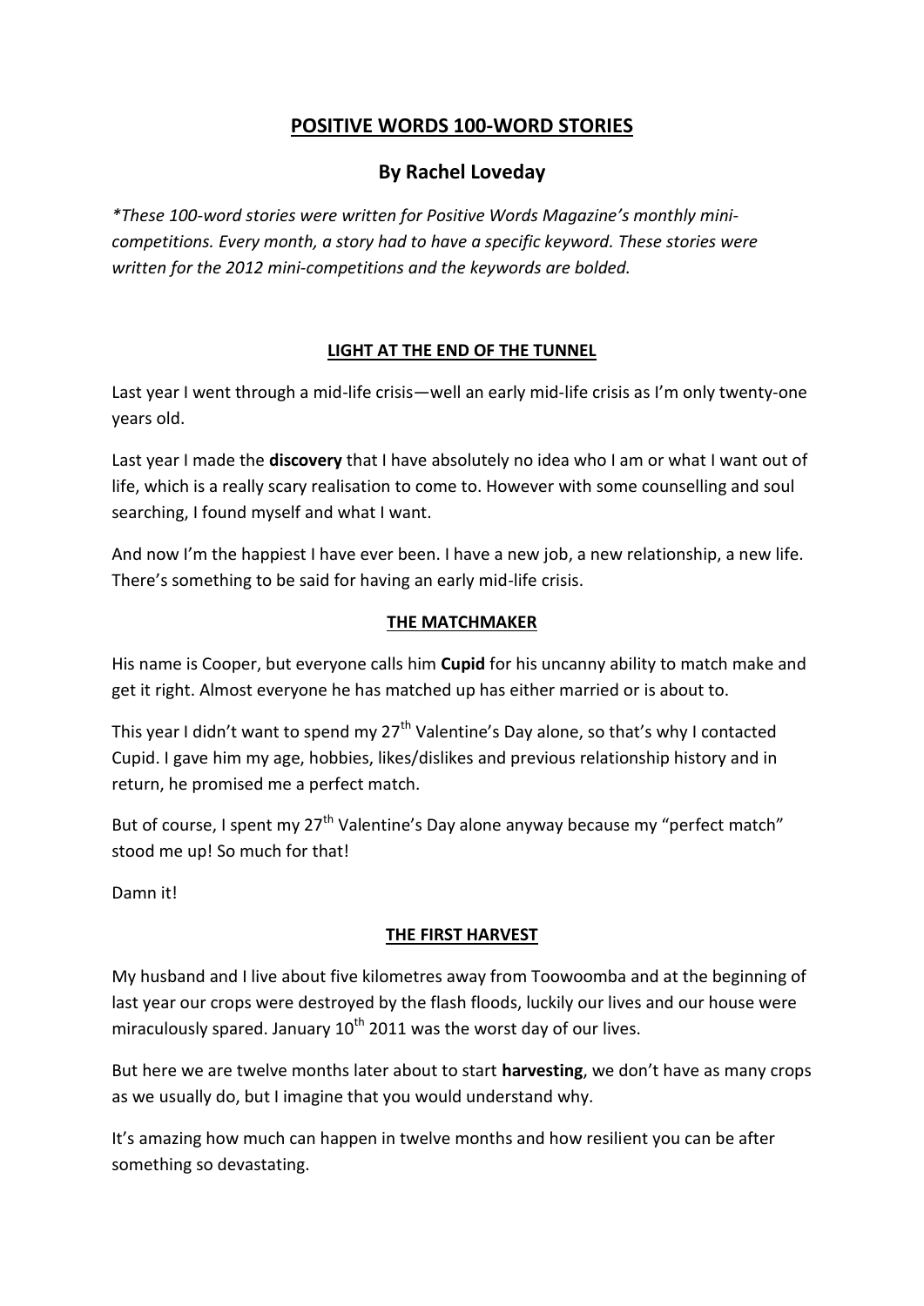# POSITIVE WORDS 100-WORD STORIES

## By Rachel Loveday

*\*These 100-word stories were written for Positive Words Magazine's monthly mini-competitions. Every month, a story had to have a specific keyword. These stories were written for the 2012 mini-competitions and the keywords are bolded.*

### LIGHT AT THE END OF THE TUNNEL

Last year I went through a mid-life crisis—well an early mid-life crisis as I'm only twenty-one years old.

Last year I made the **discovery** that I have absolutely no idea who I am or what I want out of life, which is a really scary realisation to come to. However with some counselling and soul searching, I found myself and what I want.

And now I'm the happiest I have ever been. I have a new job, a new relationship, a new life. There's something to be said for having an early mid-life crisis.

### THE MATCHMAKER

His name is Cooper, but everyone calls him **Cupid** for his uncanny ability to match make and get it right. Almost everyone he has matched up has either married or is about to.

This year I didn't want to spend my 27th Valentine's Day alone, so that's why I contacted Cupid. I gave him my age, hobbies, likes/dislikes and previous relationship history and in return, he promised me a perfect match.

But of course, I spent my 27th Valentine's Day alone anyway because my "perfect match" stood me up! So much for that!

Damn it!

### THE FIRST HARVEST

My husband and I live about five kilometres away from Toowoomba and at the beginning of last year our crops were destroyed by the flash floods, luckily our lives and our house were miraculously spared. January 10th 2011 was the worst day of our lives.

But here we are twelve months later about to start **harvesting**, we don't have as many crops as we usually do, but I imagine that you would understand why.

It's amazing how much can happen in twelve months and how resilient you can be after something so devastating.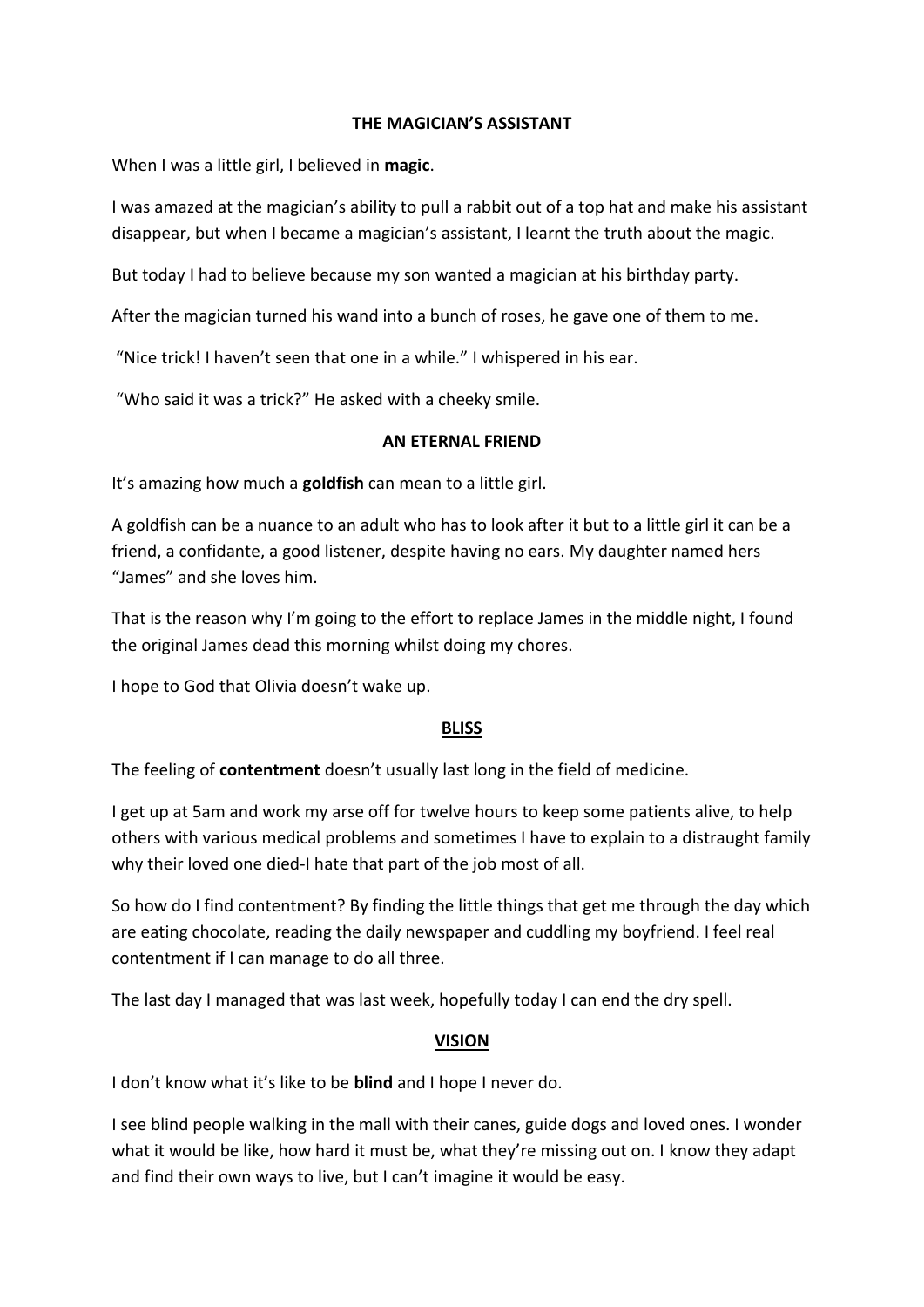**THE MAGICIAN'S ASSISTANT**

When I was a little girl, I believed in **magic**.

I was amazed at the magician's ability to pull a rabbit out of a top hat and make his assistant disappear, but when I became a magician's assistant, I learnt the truth about the magic.

But today I had to believe because my son wanted a magician at his birthday party.

After the magician turned his wand into a bunch of roses, he gave one of them to me.

"Nice trick! I haven't seen that one in a while." I whispered in his ear.

"Who said it was a trick?" He asked with a cheeky smile.

**AN ETERNAL FRIEND**

It's amazing how much a **goldfish** can mean to a little girl.

A goldfish can be a nuance to an adult who has to look after it but to a little girl it can be a friend, a confidante, a good listener, despite having no ears. My daughter named hers "James" and she loves him.

That is the reason why I'm going to the effort to replace James in the middle night, I found the original James dead this morning whilst doing my chores.

I hope to God that Olivia doesn't wake up.

**BLISS**

The feeling of **contentment** doesn't usually last long in the field of medicine.

I get up at 5am and work my arse off for twelve hours to keep some patients alive, to help others with various medical problems and sometimes I have to explain to a distraught family why their loved one died-I hate that part of the job most of all.

So how do I find contentment? By finding the little things that get me through the day which are eating chocolate, reading the daily newspaper and cuddling my boyfriend. I feel real contentment if I can manage to do all three.

The last day I managed that was last week, hopefully today I can end the dry spell.

**VISION**

I don't know what it's like to be **blind** and I hope I never do.

I see blind people walking in the mall with their canes, guide dogs and loved ones. I wonder what it would be like, how hard it must be, what they're missing out on. I know they adapt and find their own ways to live, but I can't imagine it would be easy.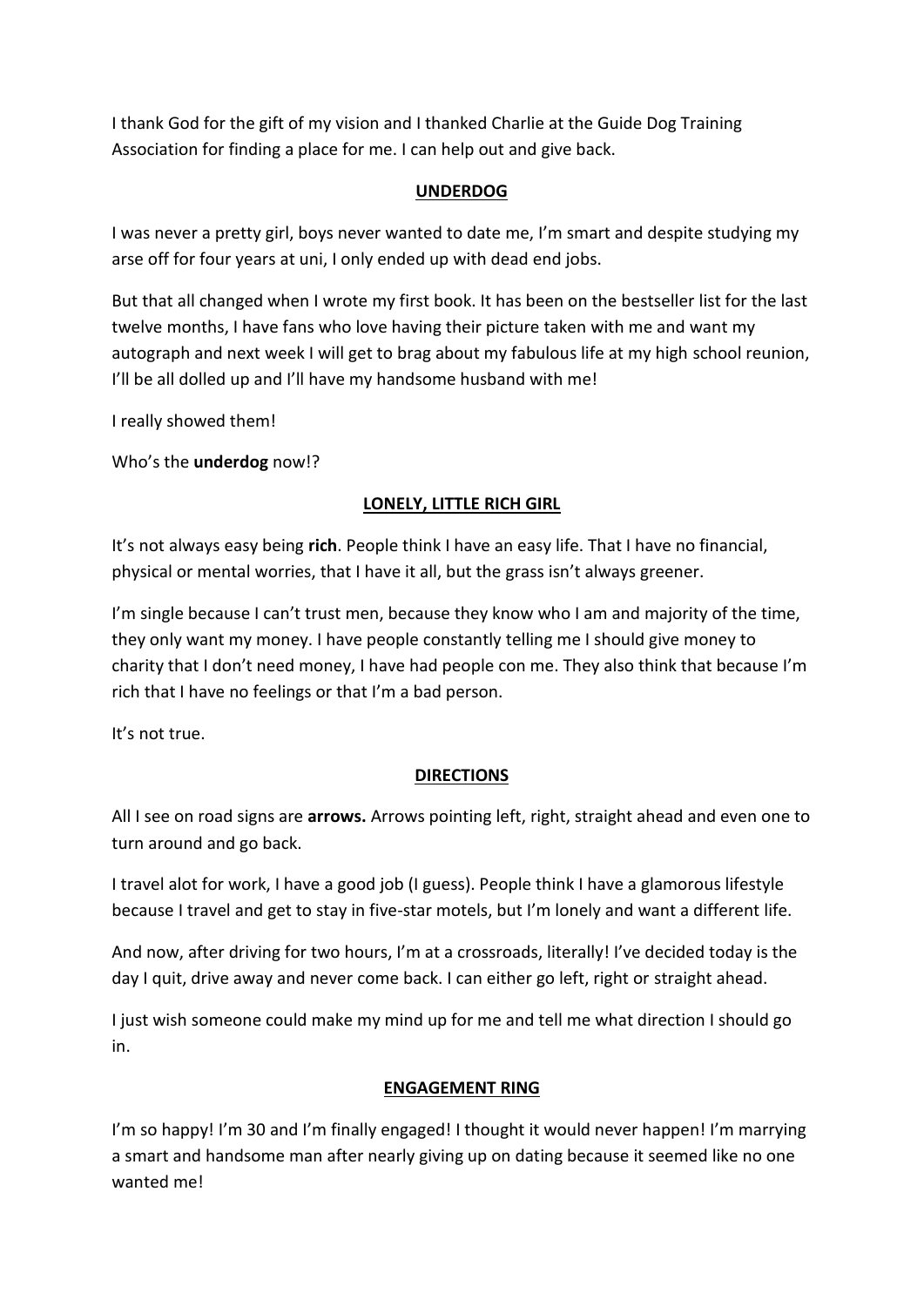I thank God for the gift of my vision and I thanked Charlie at the Guide Dog Training Association for finding a place for me. I can help out and give back.

## UNDERDOG

I was never a pretty girl, boys never wanted to date me, I'm smart and despite studying my arse off for four years at uni, I only ended up with dead end jobs.

But that all changed when I wrote my first book. It has been on the bestseller list for the last twelve months, I have fans who love having their picture taken with me and want my autograph and next week I will get to brag about my fabulous life at my high school reunion, I'll be all dolled up and I'll have my handsome husband with me!

I really showed them!

Who's the **underdog** now!?

## LONELY, LITTLE RICH GIRL

It's not always easy being **rich**. People think I have an easy life. That I have no financial, physical or mental worries, that I have it all, but the grass isn't always greener.

I'm single because I can't trust men, because they know who I am and majority of the time, they only want my money. I have people constantly telling me I should give money to charity that I don't need money, I have had people con me. They also think that because I'm rich that I have no feelings or that I'm a bad person.

It's not true.

## DIRECTIONS

All I see on road signs are **arrows.** Arrows pointing left, right, straight ahead and even one to turn around and go back.

I travel alot for work, I have a good job (I guess). People think I have a glamorous lifestyle because I travel and get to stay in five-star motels, but I'm lonely and want a different life.

And now, after driving for two hours, I'm at a crossroads, literally! I've decided today is the day I quit, drive away and never come back. I can either go left, right or straight ahead.

I just wish someone could make my mind up for me and tell me what direction I should go in.

## ENGAGEMENT RING

I'm so happy! I'm 30 and I'm finally engaged! I thought it would never happen! I'm marrying a smart and handsome man after nearly giving up on dating because it seemed like no one wanted me!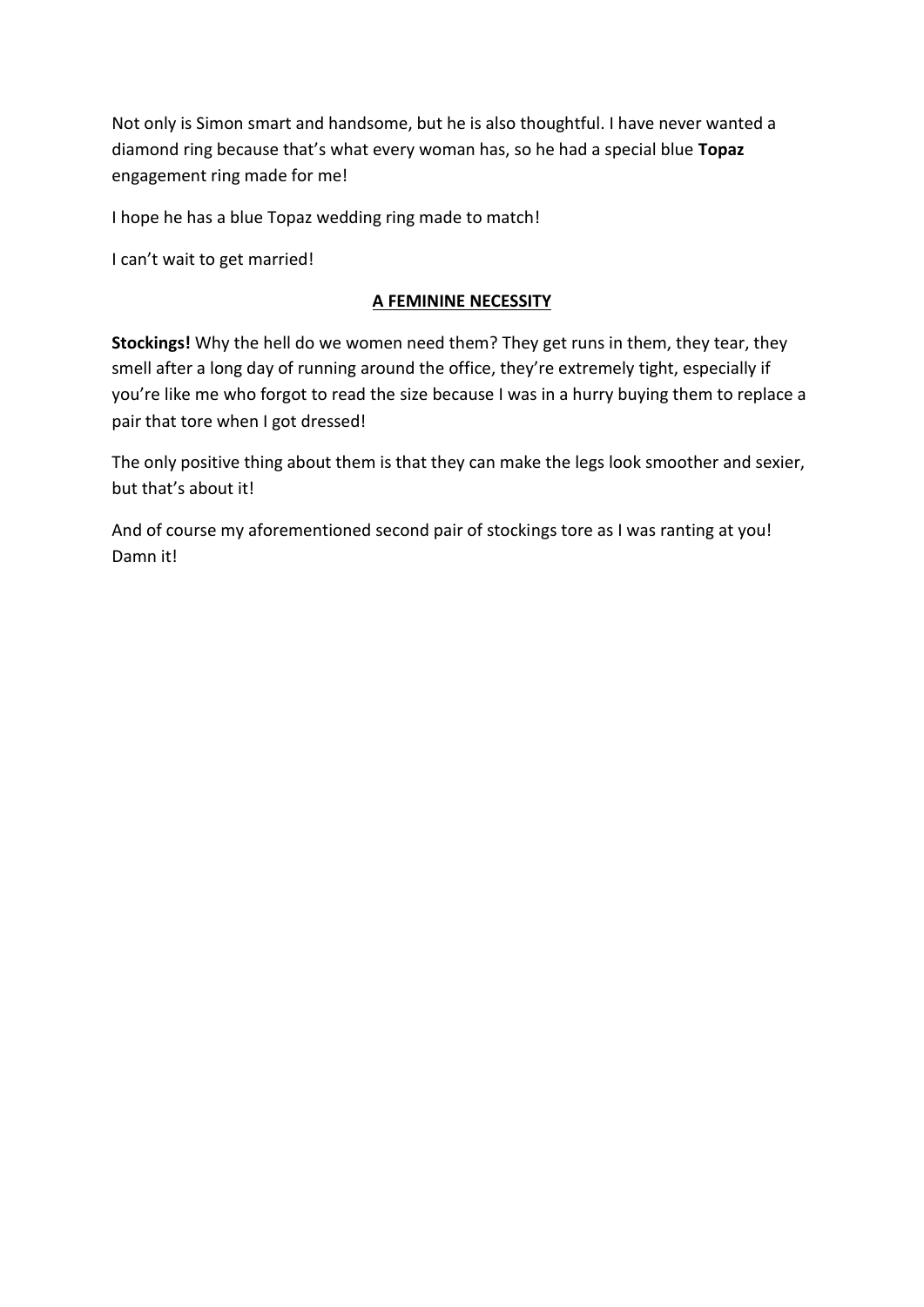Not only is Simon smart and handsome, but he is also thoughtful. I have never wanted a diamond ring because that's what every woman has, so he had a special blue **Topaz** engagement ring made for me!

I hope he has a blue Topaz wedding ring made to match!

I can't wait to get married!

## A FEMININE NECESSITY

**Stockings!** Why the hell do we women need them? They get runs in them, they tear, they smell after a long day of running around the office, they're extremely tight, especially if you're like me who forgot to read the size because I was in a hurry buying them to replace a pair that tore when I got dressed!

The only positive thing about them is that they can make the legs look smoother and sexier, but that's about it!

And of course my aforementioned second pair of stockings tore as I was ranting at you! Damn it!